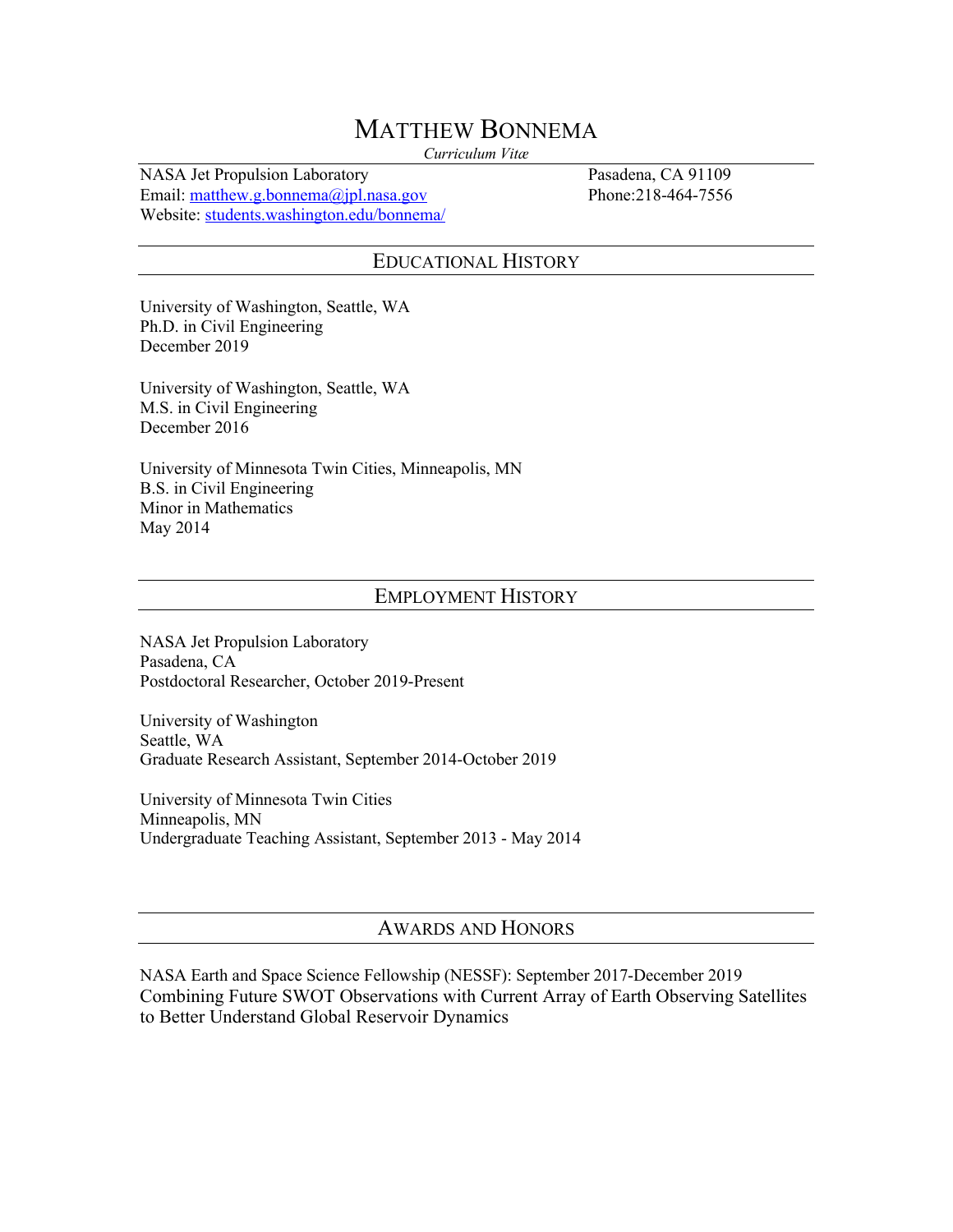# MATTHEW BONNEMA

*Curriculum Vitæ*

NASA Jet Propulsion Laboratory
Pasadena, CA 91109
Email: matthew.g.bonnema@jpl.nasa.gov
Phone:218-464-7556
Website: students.washington.edu/bonnema/

## EDUCATIONAL HISTORY

University of Washington, Seattle, WA
Ph.D. in Civil Engineering
December 2019

University of Washington, Seattle, WA
M.S. in Civil Engineering
December 2016

University of Minnesota Twin Cities, Minneapolis, MN
B.S. in Civil Engineering
Minor in Mathematics
May 2014

## EMPLOYMENT HISTORY

NASA Jet Propulsion Laboratory
Pasadena, CA
Postdoctoral Researcher, October 2019-Present

University of Washington
Seattle, WA
Graduate Research Assistant, September 2014-October 2019

University of Minnesota Twin Cities
Minneapolis, MN
Undergraduate Teaching Assistant, September 2013 - May 2014

## AWARDS AND HONORS

NASA Earth and Space Science Fellowship (NESSF): September 2017-December 2019
Combining Future SWOT Observations with Current Array of Earth Observing Satellites to Better Understand Global Reservoir Dynamics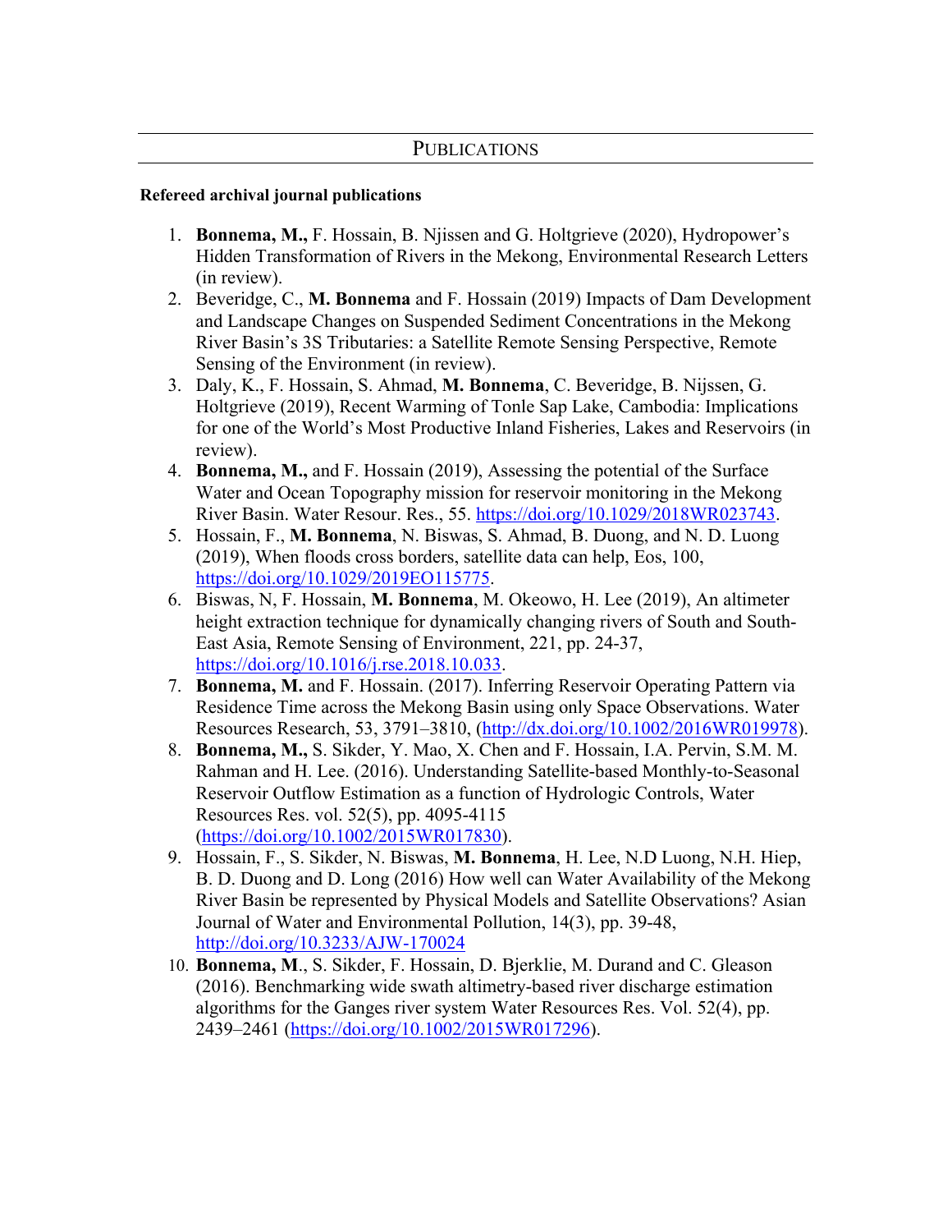## PUBLICATIONS

**Refereed archival journal publications**

1. **Bonnema, M.,** F. Hossain, B. Njissen and G. Holtgrieve (2020), Hydropower's Hidden Transformation of Rivers in the Mekong, Environmental Research Letters (in review).
2. Beveridge, C., **M. Bonnema** and F. Hossain (2019) Impacts of Dam Development and Landscape Changes on Suspended Sediment Concentrations in the Mekong River Basin's 3S Tributaries: a Satellite Remote Sensing Perspective, Remote Sensing of the Environment (in review).
3. Daly, K., F. Hossain, S. Ahmad, **M. Bonnema**, C. Beveridge, B. Nijssen, G. Holtgrieve (2019), Recent Warming of Tonle Sap Lake, Cambodia: Implications for one of the World's Most Productive Inland Fisheries, Lakes and Reservoirs (in review).
4. **Bonnema, M.,** and F. Hossain (2019), Assessing the potential of the Surface Water and Ocean Topography mission for reservoir monitoring in the Mekong River Basin. Water Resour. Res., 55. https://doi.org/10.1029/2018WR023743.
5. Hossain, F., **M. Bonnema**, N. Biswas, S. Ahmad, B. Duong, and N. D. Luong (2019), When floods cross borders, satellite data can help, Eos, 100, https://doi.org/10.1029/2019EO115775.
6. Biswas, N, F. Hossain, **M. Bonnema**, M. Okeowo, H. Lee (2019), An altimeter height extraction technique for dynamically changing rivers of South and South-East Asia, Remote Sensing of Environment, 221, pp. 24-37, https://doi.org/10.1016/j.rse.2018.10.033.
7. **Bonnema, M.** and F. Hossain. (2017). Inferring Reservoir Operating Pattern via Residence Time across the Mekong Basin using only Space Observations. Water Resources Research, 53, 3791–3810, (http://dx.doi.org/10.1002/2016WR019978).
8. **Bonnema, M.,** S. Sikder, Y. Mao, X. Chen and F. Hossain, I.A. Pervin, S.M. M. Rahman and H. Lee. (2016). Understanding Satellite-based Monthly-to-Seasonal Reservoir Outflow Estimation as a function of Hydrologic Controls, Water Resources Res. vol. 52(5), pp. 4095-4115 (https://doi.org/10.1002/2015WR017830).
9. Hossain, F., S. Sikder, N. Biswas, **M. Bonnema**, H. Lee, N.D Luong, N.H. Hiep, B. D. Duong and D. Long (2016) How well can Water Availability of the Mekong River Basin be represented by Physical Models and Satellite Observations? Asian Journal of Water and Environmental Pollution, 14(3), pp. 39-48, http://doi.org/10.3233/AJW-170024
10. **Bonnema, M**., S. Sikder, F. Hossain, D. Bjerklie, M. Durand and C. Gleason (2016). Benchmarking wide swath altimetry-based river discharge estimation algorithms for the Ganges river system Water Resources Res. Vol. 52(4), pp. 2439–2461 (https://doi.org/10.1002/2015WR017296).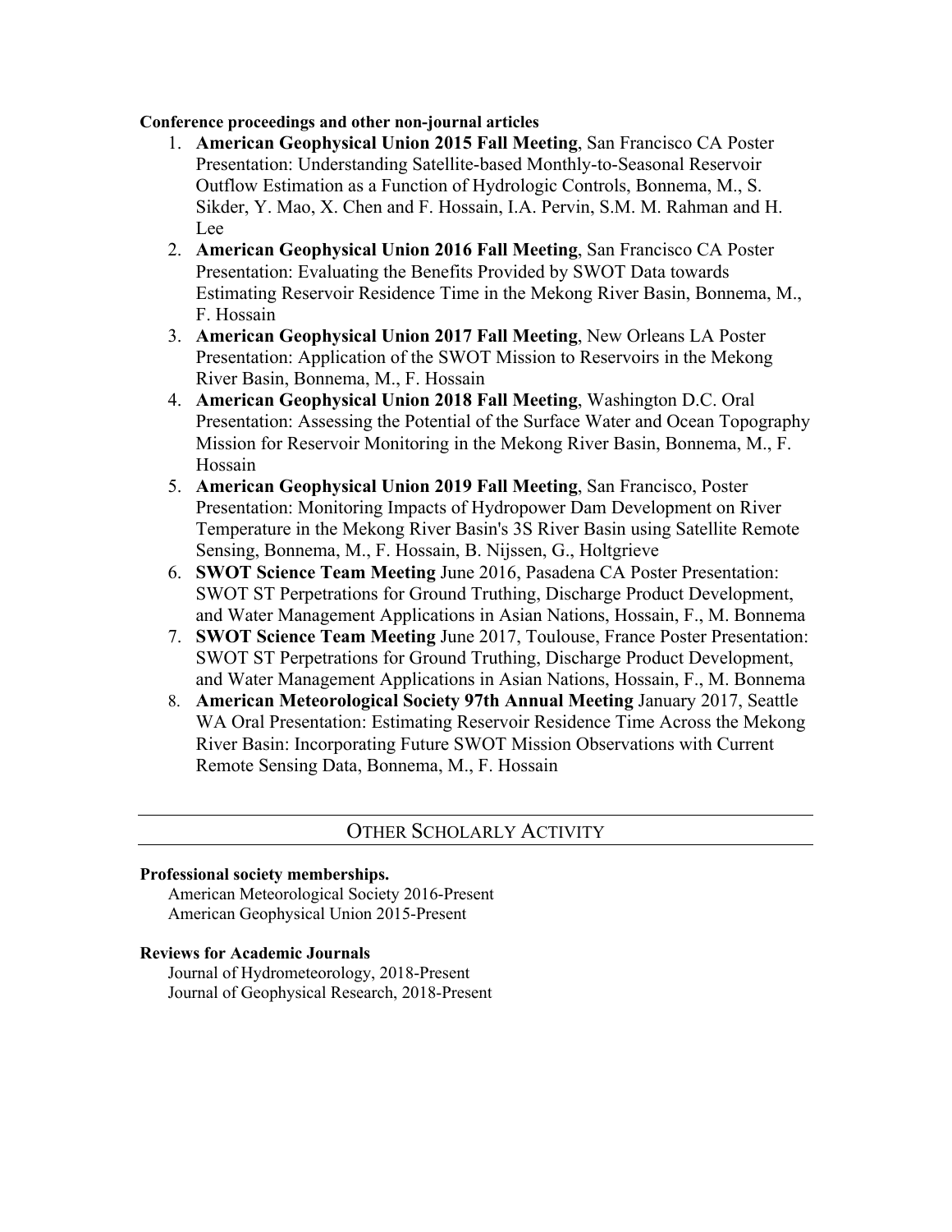**Conference proceedings and other non-journal articles**

1. **American Geophysical Union 2015 Fall Meeting**, San Francisco CA Poster Presentation: Understanding Satellite-based Monthly-to-Seasonal Reservoir Outflow Estimation as a Function of Hydrologic Controls, Bonnema, M., S. Sikder, Y. Mao, X. Chen and F. Hossain, I.A. Pervin, S.M. M. Rahman and H. Lee
2. **American Geophysical Union 2016 Fall Meeting**, San Francisco CA Poster Presentation: Evaluating the Benefits Provided by SWOT Data towards Estimating Reservoir Residence Time in the Mekong River Basin, Bonnema, M., F. Hossain
3. **American Geophysical Union 2017 Fall Meeting**, New Orleans LA Poster Presentation: Application of the SWOT Mission to Reservoirs in the Mekong River Basin, Bonnema, M., F. Hossain
4. **American Geophysical Union 2018 Fall Meeting**, Washington D.C. Oral Presentation: Assessing the Potential of the Surface Water and Ocean Topography Mission for Reservoir Monitoring in the Mekong River Basin, Bonnema, M., F. Hossain
5. **American Geophysical Union 2019 Fall Meeting**, San Francisco, Poster Presentation: Monitoring Impacts of Hydropower Dam Development on River Temperature in the Mekong River Basin's 3S River Basin using Satellite Remote Sensing, Bonnema, M., F. Hossain, B. Nijssen, G., Holtgrieve
6. **SWOT Science Team Meeting** June 2016, Pasadena CA Poster Presentation: SWOT ST Perpetrations for Ground Truthing, Discharge Product Development, and Water Management Applications in Asian Nations, Hossain, F., M. Bonnema
7. **SWOT Science Team Meeting** June 2017, Toulouse, France Poster Presentation: SWOT ST Perpetrations for Ground Truthing, Discharge Product Development, and Water Management Applications in Asian Nations, Hossain, F., M. Bonnema
8. **American Meteorological Society 97th Annual Meeting** January 2017, Seattle WA Oral Presentation: Estimating Reservoir Residence Time Across the Mekong River Basin: Incorporating Future SWOT Mission Observations with Current Remote Sensing Data, Bonnema, M., F. Hossain

## OTHER SCHOLARLY ACTIVITY

**Professional society memberships.**

American Meteorological Society 2016-Present
American Geophysical Union 2015-Present

**Reviews for Academic Journals**

Journal of Hydrometeorology, 2018-Present
Journal of Geophysical Research, 2018-Present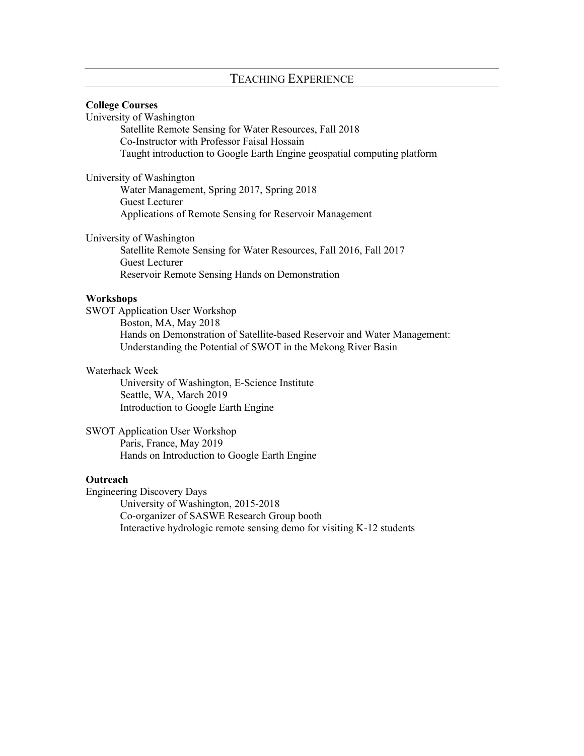## TEACHING EXPERIENCE

**College Courses**

University of Washington

Satellite Remote Sensing for Water Resources, Fall 2018
Co-Instructor with Professor Faisal Hossain
Taught introduction to Google Earth Engine geospatial computing platform

University of Washington

Water Management, Spring 2017, Spring 2018
Guest Lecturer
Applications of Remote Sensing for Reservoir Management

University of Washington

Satellite Remote Sensing for Water Resources, Fall 2016, Fall 2017
Guest Lecturer
Reservoir Remote Sensing Hands on Demonstration

**Workshops**

SWOT Application User Workshop

Boston, MA, May 2018
Hands on Demonstration of Satellite-based Reservoir and Water Management: Understanding the Potential of SWOT in the Mekong River Basin

Waterhack Week

University of Washington, E-Science Institute
Seattle, WA, March 2019
Introduction to Google Earth Engine

SWOT Application User Workshop

Paris, France, May 2019
Hands on Introduction to Google Earth Engine

**Outreach**

Engineering Discovery Days

University of Washington, 2015-2018
Co-organizer of SASWE Research Group booth
Interactive hydrologic remote sensing demo for visiting K-12 students